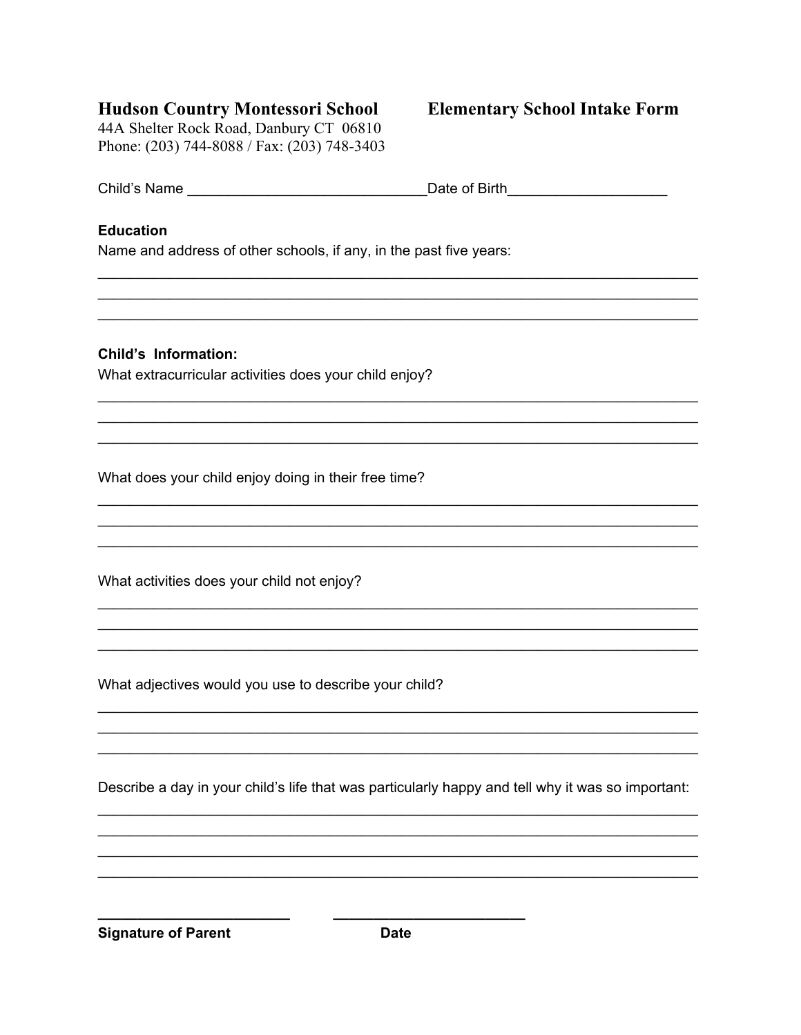**Hudson Country Montessori School** **Elementary School Intake Form**

44A Shelter Rock Road, Danbury CT 06810
Phone: (203) 744-8088 / Fax: (203) 748-3403

Child's Name ______________________________ Date of Birth____________________

**Education**

Name and address of other schools, if any, in the past five years:

___________________________________________________________________________
___________________________________________________________________________
___________________________________________________________________________

**Child's Information:**

What extracurricular activities does your child enjoy?

___________________________________________________________________________
___________________________________________________________________________
___________________________________________________________________________

What does your child enjoy doing in their free time?

___________________________________________________________________________
___________________________________________________________________________
___________________________________________________________________________

What activities does your child not enjoy?

___________________________________________________________________________
___________________________________________________________________________
___________________________________________________________________________

What adjectives would you use to describe your child?

___________________________________________________________________________
___________________________________________________________________________
___________________________________________________________________________

Describe a day in your child's life that was particularly happy and tell why it was so important:

___________________________________________________________________________
___________________________________________________________________________
___________________________________________________________________________
___________________________________________________________________________

________________________ ________________________
**Signature of Parent** **Date**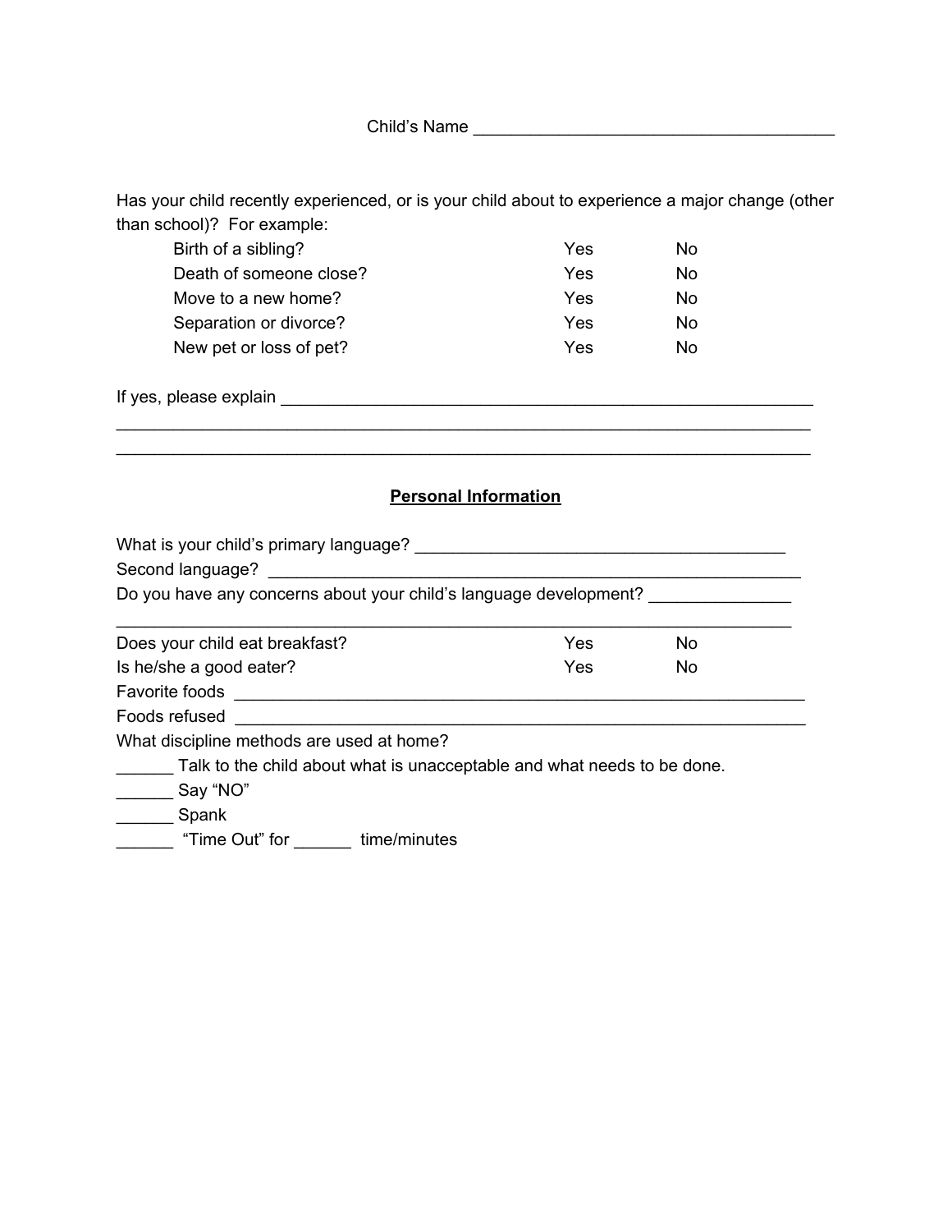Child's Name ______________________________________

Has your child recently experienced, or is your child about to experience a major change (other than school)? For example:

| | | |
|---|---|---|
| Birth of a sibling? | Yes | No |
| Death of someone close? | Yes | No |
| Move to a new home? | Yes | No |
| Separation or divorce? | Yes | No |
| New pet or loss of pet? | Yes | No |

If yes, please explain ___________________________________________________________
__________________________________________________________________________
__________________________________________________________________________

## Personal Information

What is your child's primary language? ________________________________________

Second language? ________________________________________________________

Do you have any concerns about your child's language development? ______________
__________________________________________________________________________

| | | |
|---|---|---|
| Does your child eat breakfast? | Yes | No |
| Is he/she a good eater? | Yes | No |

Favorite foods ___________________________________________________________

Foods refused ___________________________________________________________

What discipline methods are used at home?

______ Talk to the child about what is unacceptable and what needs to be done.

______ Say "NO"

______ Spank

______ "Time Out" for ______ time/minutes